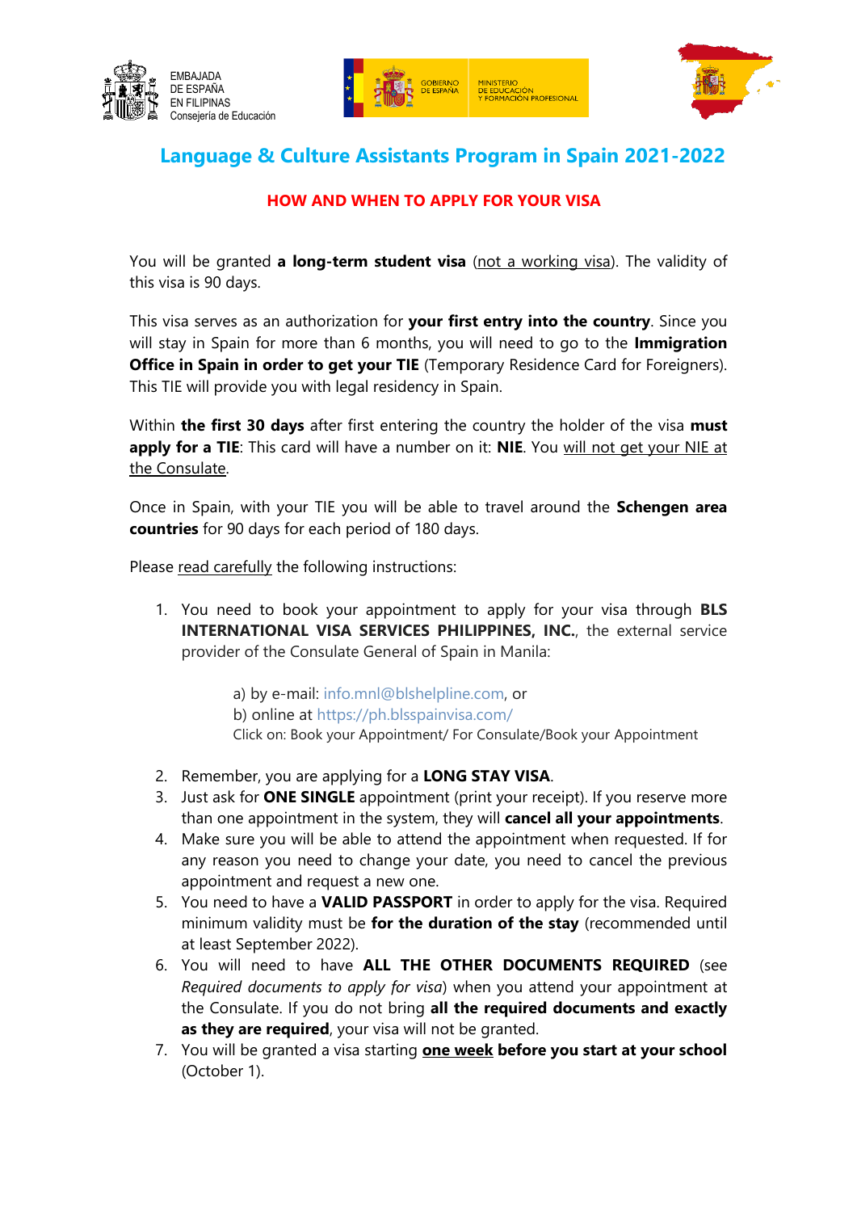EMBAJADA
DE ESPAÑA
EN FILIPINAS
Consejería de Educación

GOBIERNO DE ESPAÑA — MINISTERIO DE EDUCACIÓN Y FORMACIÓN PROFESIONAL

# Language & Culture Assistants Program in Spain 2021-2022

## HOW AND WHEN TO APPLY FOR YOUR VISA

You will be granted **a long-term student visa** (not a working visa). The validity of this visa is 90 days.

This visa serves as an authorization for **your first entry into the country**. Since you will stay in Spain for more than 6 months, you will need to go to the **Immigration Office in Spain in order to get your TIE** (Temporary Residence Card for Foreigners). This TIE will provide you with legal residency in Spain.

Within **the first 30 days** after first entering the country the holder of the visa **must apply for a TIE**: This card will have a number on it: **NIE**. You will not get your NIE at the Consulate.

Once in Spain, with your TIE you will be able to travel around the **Schengen area countries** for 90 days for each period of 180 days.

Please read carefully the following instructions:

1. You need to book your appointment to apply for your visa through **BLS INTERNATIONAL VISA SERVICES PHILIPPINES, INC.**, the external service provider of the Consulate General of Spain in Manila:

   a) by e-mail: info.mnl@blshelpline.com, or
   b) online at https://ph.blsspainvisa.com/
   Click on: Book your Appointment/ For Consulate/Book your Appointment

2. Remember, you are applying for a **LONG STAY VISA**.
3. Just ask for **ONE SINGLE** appointment (print your receipt). If you reserve more than one appointment in the system, they will **cancel all your appointments**.
4. Make sure you will be able to attend the appointment when requested. If for any reason you need to change your date, you need to cancel the previous appointment and request a new one.
5. You need to have a **VALID PASSPORT** in order to apply for the visa. Required minimum validity must be **for the duration of the stay** (recommended until at least September 2022).
6. You will need to have **ALL THE OTHER DOCUMENTS REQUIRED** (see *Required documents to apply for visa*) when you attend your appointment at the Consulate. If you do not bring **all the required documents and exactly as they are required**, your visa will not be granted.
7. You will be granted a visa starting **one week before you start at your school** (October 1).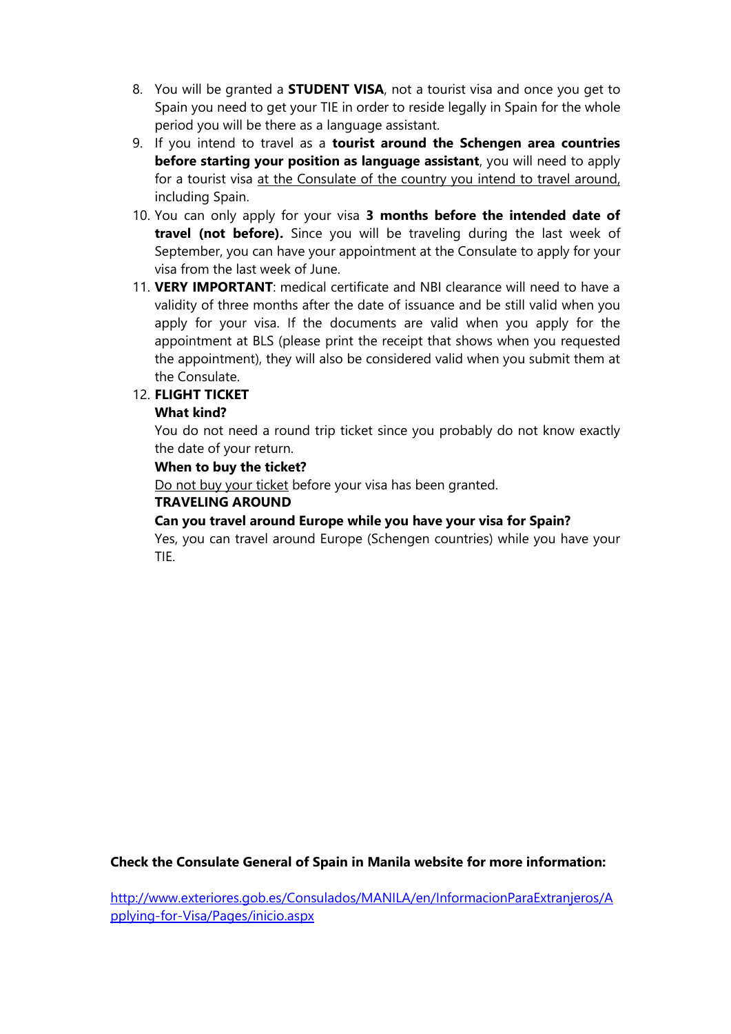8. You will be granted a **STUDENT VISA**, not a tourist visa and once you get to Spain you need to get your TIE in order to reside legally in Spain for the whole period you will be there as a language assistant.
9. If you intend to travel as a **tourist around the Schengen area countries before starting your position as language assistant**, you will need to apply for a tourist visa at the Consulate of the country you intend to travel around, including Spain.
10. You can only apply for your visa **3 months before the intended date of travel (not before).** Since you will be traveling during the last week of September, you can have your appointment at the Consulate to apply for your visa from the last week of June.
11. **VERY IMPORTANT**: medical certificate and NBI clearance will need to have a validity of three months after the date of issuance and be still valid when you apply for your visa. If the documents are valid when you apply for the appointment at BLS (please print the receipt that shows when you requested the appointment), they will also be considered valid when you submit them at the Consulate.
12. **FLIGHT TICKET**

    **What kind?**

    You do not need a round trip ticket since you probably do not know exactly the date of your return.

    **When to buy the ticket?**

    Do not buy your ticket before your visa has been granted.

    **TRAVELING AROUND**

    **Can you travel around Europe while you have your visa for Spain?**

    Yes, you can travel around Europe (Schengen countries) while you have your TIE.

**Check the Consulate General of Spain in Manila website for more information:**

http://www.exteriores.gob.es/Consulados/MANILA/en/InformacionParaExtranjeros/Applying-for-Visa/Pages/inicio.aspx